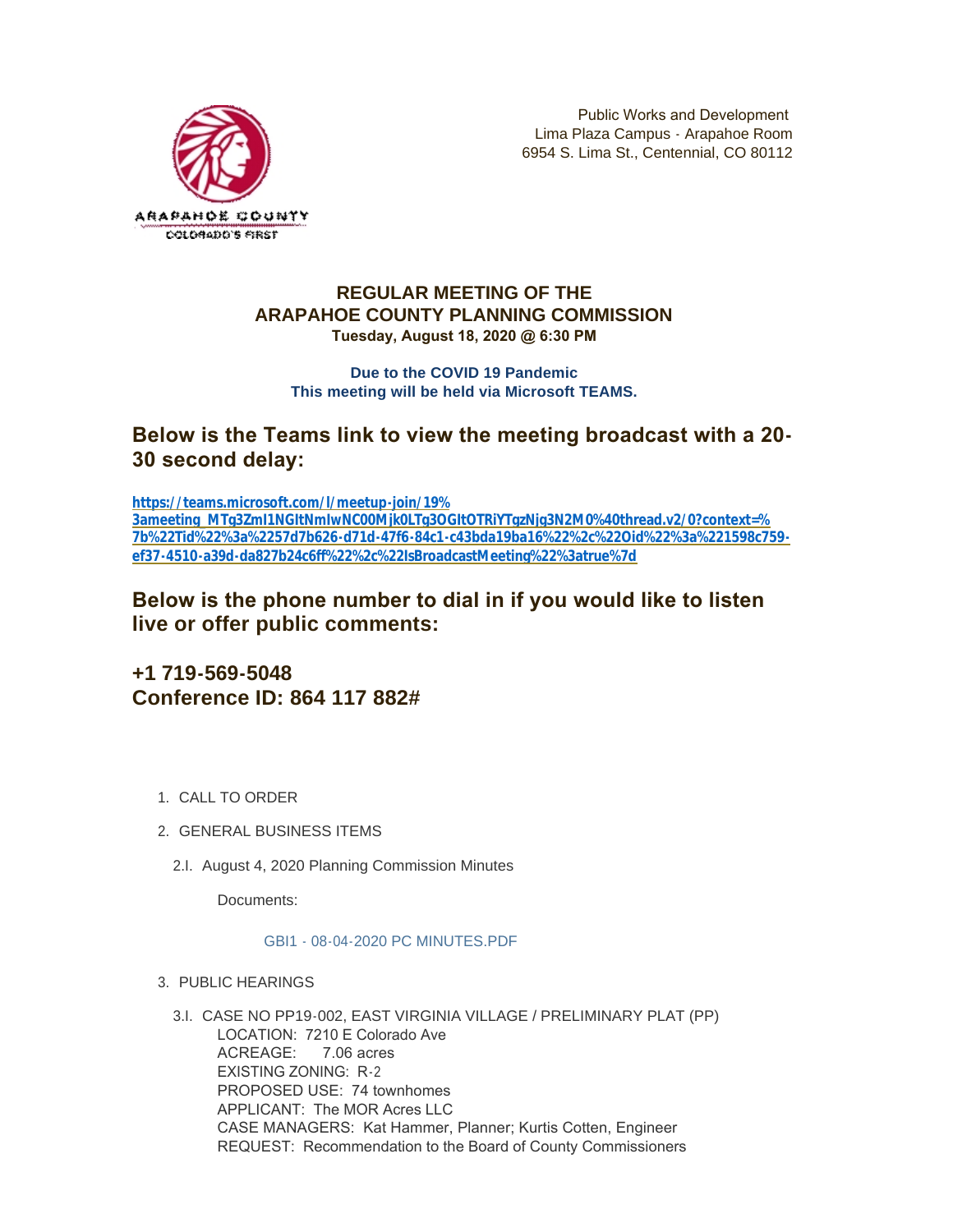ARAPAHOE COUNTY
COLORADO'S FIRST

Public Works and Development
Lima Plaza Campus - Arapahoe Room
6954 S. Lima St., Centennial, CO 80112

**REGULAR MEETING OF THE**
**ARAPAHOE COUNTY PLANNING COMMISSION**
**Tuesday, August 18, 2020 @ 6:30 PM**

**Due to the COVID 19 Pandemic**
**This meeting will be held via Microsoft TEAMS.**

## Below is the Teams link to view the meeting broadcast with a 20-30 second delay:

https://teams.microsoft.com/l/meetup-join/19%3ameeting_MTg3ZmI1NGItNmIwNC00Mjk0LTg3OGItOTRiYTgzNjg3N2M0%40thread.v2/0?context=%7b%22Tid%22%3a%2257d7b626-d71d-47f6-84c1-c43bda19ba16%22%2c%22Oid%22%3a%221598c759-ef37-4510-a39d-da827b24c6ff%22%2c%22IsBroadcastMeeting%22%3atrue%7d

## Below is the phone number to dial in if you would like to listen live or offer public comments:

## +1 719-569-5048
## Conference ID: 864 117 882#

1. CALL TO ORDER

2. GENERAL BUSINESS ITEMS

   2.I. August 4, 2020 Planning Commission Minutes

   Documents:

   GBI1 - 08-04-2020 PC MINUTES.PDF

3. PUBLIC HEARINGS

   3.I. CASE NO PP19-002, EAST VIRGINIA VILLAGE / PRELIMINARY PLAT (PP)
   LOCATION: 7210 E Colorado Ave
   ACREAGE: 7.06 acres
   EXISTING ZONING: R-2
   PROPOSED USE: 74 townhomes
   APPLICANT: The MOR Acres LLC
   CASE MANAGERS: Kat Hammer, Planner; Kurtis Cotten, Engineer
   REQUEST: Recommendation to the Board of County Commissioners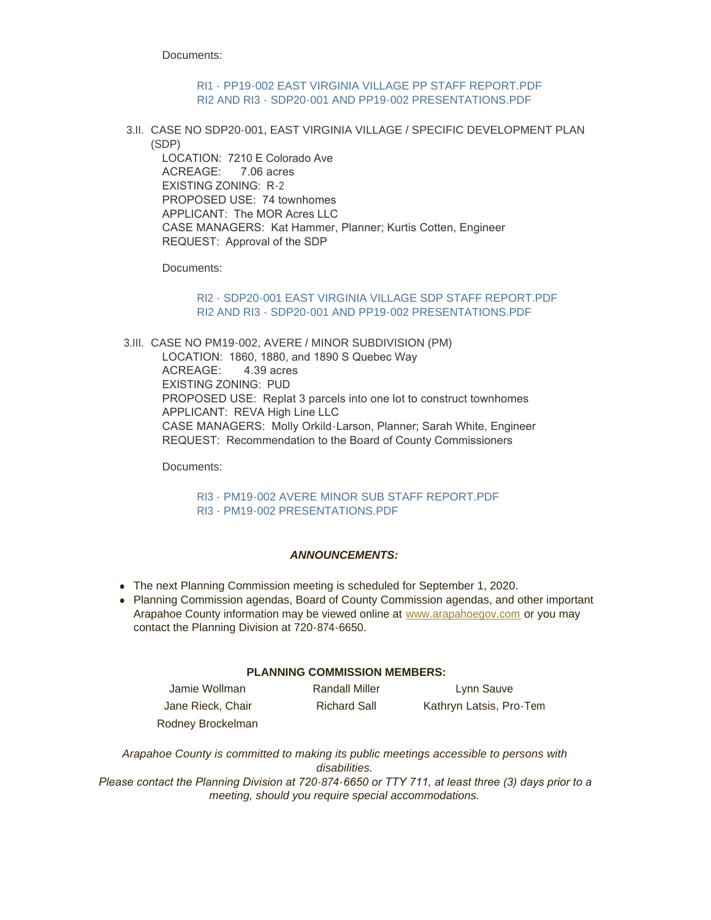Documents:

RI1 - PP19-002 EAST VIRGINIA VILLAGE PP STAFF REPORT.PDF
RI2 AND RI3 - SDP20-001 AND PP19-002 PRESENTATIONS.PDF

3.II. CASE NO SDP20-001, EAST VIRGINIA VILLAGE / SPECIFIC DEVELOPMENT PLAN (SDP)

LOCATION: 7210 E Colorado Ave
ACREAGE: 7.06 acres
EXISTING ZONING: R-2
PROPOSED USE: 74 townhomes
APPLICANT: The MOR Acres LLC
CASE MANAGERS: Kat Hammer, Planner; Kurtis Cotten, Engineer
REQUEST: Approval of the SDP

Documents:

RI2 - SDP20-001 EAST VIRGINIA VILLAGE SDP STAFF REPORT.PDF
RI2 AND RI3 - SDP20-001 AND PP19-002 PRESENTATIONS.PDF

3.III. CASE NO PM19-002, AVERE / MINOR SUBDIVISION (PM)

LOCATION: 1860, 1880, and 1890 S Quebec Way
ACREAGE: 4.39 acres
EXISTING ZONING: PUD
PROPOSED USE: Replat 3 parcels into one lot to construct townhomes
APPLICANT: REVA High Line LLC
CASE MANAGERS: Molly Orkild-Larson, Planner; Sarah White, Engineer
REQUEST: Recommendation to the Board of County Commissioners

Documents:

RI3 - PM19-002 AVERE MINOR SUB STAFF REPORT.PDF
RI3 - PM19-002 PRESENTATIONS.PDF

***ANNOUNCEMENTS:***

- The next Planning Commission meeting is scheduled for September 1, 2020.
- Planning Commission agendas, Board of County Commission agendas, and other important Arapahoe County information may be viewed online at www.arapahoegov.com or you may contact the Planning Division at 720-874-6650.

**PLANNING COMMISSION MEMBERS:**

| | | |
|---|---|---|
| Jamie Wollman | Randall Miller | Lynn Sauve |
| Jane Rieck, Chair | Richard Sall | Kathryn Latsis, Pro-Tem |
| Rodney Brockelman | | |

*Arapahoe County is committed to making its public meetings accessible to persons with disabilities.*
*Please contact the Planning Division at 720-874-6650 or TTY 711, at least three (3) days prior to a meeting, should you require special accommodations.*